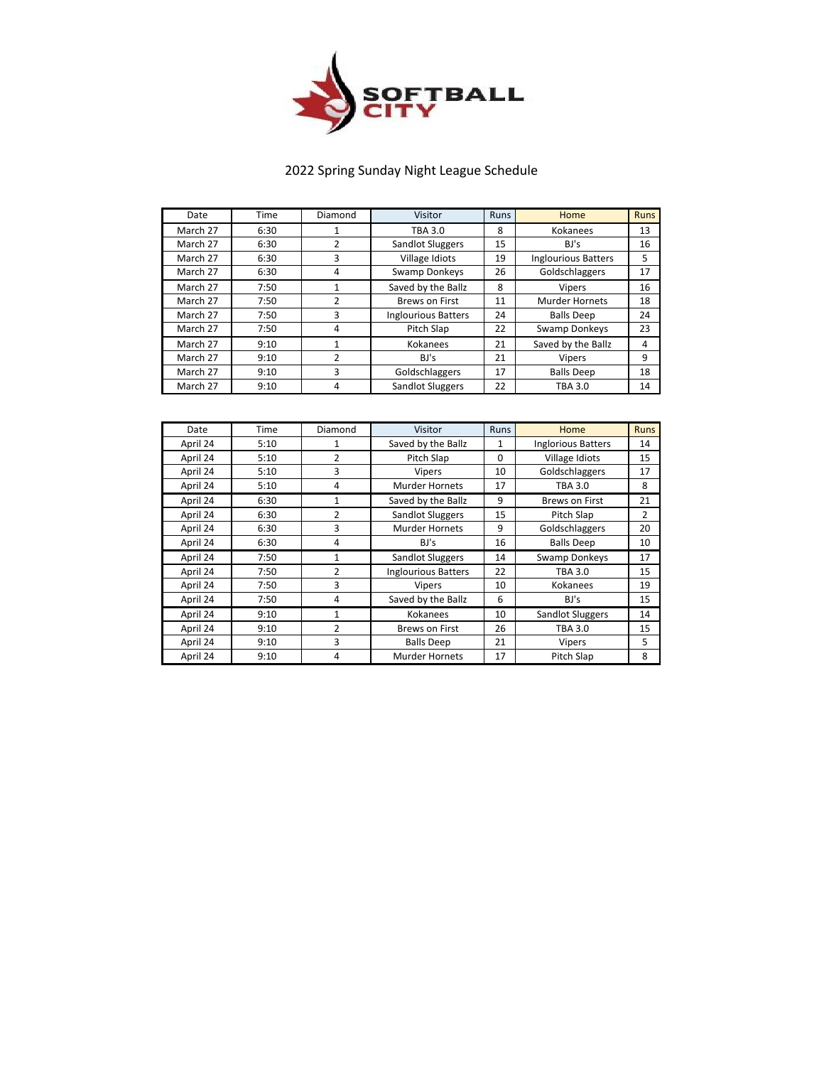SOFTBALL CITY

## 2022 Spring Sunday Night League Schedule

| Date | Time | Diamond | Visitor | Runs | Home | Runs |
|---|---|---|---|---|---|---|
| March 27 | 6:30 | 1 | TBA 3.0 | 8 | Kokanees | 13 |
| March 27 | 6:30 | 2 | Sandlot Sluggers | 15 | BJ's | 16 |
| March 27 | 6:30 | 3 | Village Idiots | 19 | Inglourious Batters | 5 |
| March 27 | 6:30 | 4 | Swamp Donkeys | 26 | Goldschlaggers | 17 |
| March 27 | 7:50 | 1 | Saved by the Ballz | 8 | Vipers | 16 |
| March 27 | 7:50 | 2 | Brews on First | 11 | Murder Hornets | 18 |
| March 27 | 7:50 | 3 | Inglourious Batters | 24 | Balls Deep | 24 |
| March 27 | 7:50 | 4 | Pitch Slap | 22 | Swamp Donkeys | 23 |
| March 27 | 9:10 | 1 | Kokanees | 21 | Saved by the Ballz | 4 |
| March 27 | 9:10 | 2 | BJ's | 21 | Vipers | 9 |
| March 27 | 9:10 | 3 | Goldschlaggers | 17 | Balls Deep | 18 |
| March 27 | 9:10 | 4 | Sandlot Sluggers | 22 | TBA 3.0 | 14 |

| Date | Time | Diamond | Visitor | Runs | Home | Runs |
|---|---|---|---|---|---|---|
| April 24 | 5:10 | 1 | Saved by the Ballz | 1 | Inglorious Batters | 14 |
| April 24 | 5:10 | 2 | Pitch Slap | 0 | Village Idiots | 15 |
| April 24 | 5:10 | 3 | Vipers | 10 | Goldschlaggers | 17 |
| April 24 | 5:10 | 4 | Murder Hornets | 17 | TBA 3.0 | 8 |
| April 24 | 6:30 | 1 | Saved by the Ballz | 9 | Brews on First | 21 |
| April 24 | 6:30 | 2 | Sandlot Sluggers | 15 | Pitch Slap | 2 |
| April 24 | 6:30 | 3 | Murder Hornets | 9 | Goldschlaggers | 20 |
| April 24 | 6:30 | 4 | BJ's | 16 | Balls Deep | 10 |
| April 24 | 7:50 | 1 | Sandlot Sluggers | 14 | Swamp Donkeys | 17 |
| April 24 | 7:50 | 2 | Inglourious Batters | 22 | TBA 3.0 | 15 |
| April 24 | 7:50 | 3 | Vipers | 10 | Kokanees | 19 |
| April 24 | 7:50 | 4 | Saved by the Ballz | 6 | BJ's | 15 |
| April 24 | 9:10 | 1 | Kokanees | 10 | Sandlot Sluggers | 14 |
| April 24 | 9:10 | 2 | Brews on First | 26 | TBA 3.0 | 15 |
| April 24 | 9:10 | 3 | Balls Deep | 21 | Vipers | 5 |
| April 24 | 9:10 | 4 | Murder Hornets | 17 | Pitch Slap | 8 |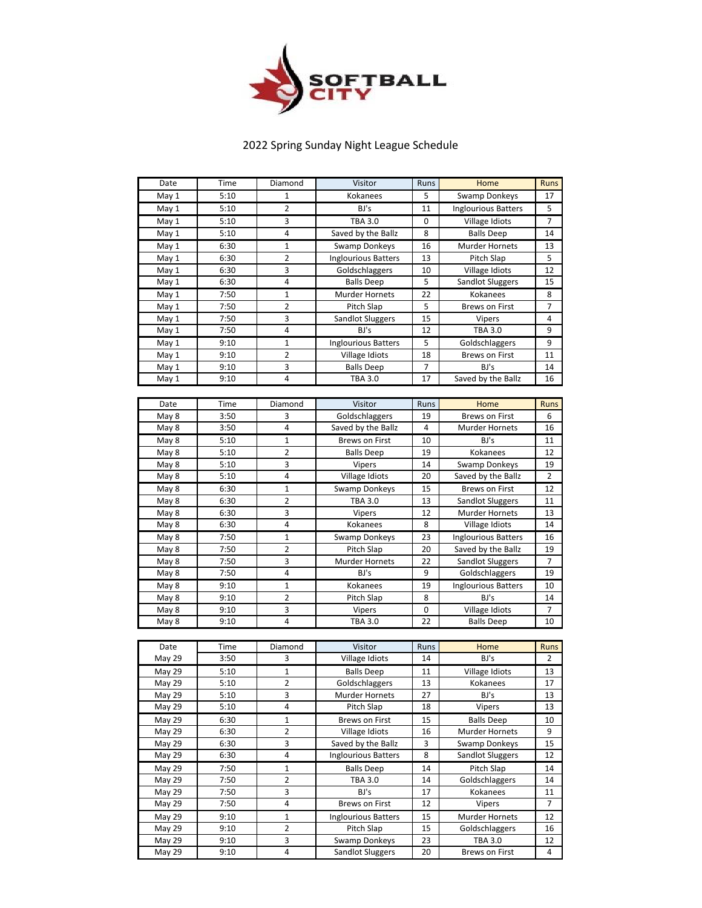SOFTBALL CITY

## 2022 Spring Sunday Night League Schedule

| Date | Time | Diamond | Visitor | Runs | Home | Runs |
|---|---|---|---|---|---|---|
| May 1 | 5:10 | 1 | Kokanees | 5 | Swamp Donkeys | 17 |
| May 1 | 5:10 | 2 | BJ's | 11 | Inglourious Batters | 5 |
| May 1 | 5:10 | 3 | TBA 3.0 | 0 | Village Idiots | 7 |
| May 1 | 5:10 | 4 | Saved by the Ballz | 8 | Balls Deep | 14 |
| May 1 | 6:30 | 1 | Swamp Donkeys | 16 | Murder Hornets | 13 |
| May 1 | 6:30 | 2 | Inglourious Batters | 13 | Pitch Slap | 5 |
| May 1 | 6:30 | 3 | Goldschlaggers | 10 | Village Idiots | 12 |
| May 1 | 6:30 | 4 | Balls Deep | 5 | Sandlot Sluggers | 15 |
| May 1 | 7:50 | 1 | Murder Hornets | 22 | Kokanees | 8 |
| May 1 | 7:50 | 2 | Pitch Slap | 5 | Brews on First | 7 |
| May 1 | 7:50 | 3 | Sandlot Sluggers | 15 | Vipers | 4 |
| May 1 | 7:50 | 4 | BJ's | 12 | TBA 3.0 | 9 |
| May 1 | 9:10 | 1 | Inglourious Batters | 5 | Goldschlaggers | 9 |
| May 1 | 9:10 | 2 | Village Idiots | 18 | Brews on First | 11 |
| May 1 | 9:10 | 3 | Balls Deep | 7 | BJ's | 14 |
| May 1 | 9:10 | 4 | TBA 3.0 | 17 | Saved by the Ballz | 16 |

| Date | Time | Diamond | Visitor | Runs | Home | Runs |
|---|---|---|---|---|---|---|
| May 8 | 3:50 | 3 | Goldschlaggers | 19 | Brews on First | 6 |
| May 8 | 3:50 | 4 | Saved by the Ballz | 4 | Murder Hornets | 16 |
| May 8 | 5:10 | 1 | Brews on First | 10 | BJ's | 11 |
| May 8 | 5:10 | 2 | Balls Deep | 19 | Kokanees | 12 |
| May 8 | 5:10 | 3 | Vipers | 14 | Swamp Donkeys | 19 |
| May 8 | 5:10 | 4 | Village Idiots | 20 | Saved by the Ballz | 2 |
| May 8 | 6:30 | 1 | Swamp Donkeys | 15 | Brews on First | 12 |
| May 8 | 6:30 | 2 | TBA 3.0 | 13 | Sandlot Sluggers | 11 |
| May 8 | 6:30 | 3 | Vipers | 12 | Murder Hornets | 13 |
| May 8 | 6:30 | 4 | Kokanees | 8 | Village Idiots | 14 |
| May 8 | 7:50 | 1 | Swamp Donkeys | 23 | Inglourious Batters | 16 |
| May 8 | 7:50 | 2 | Pitch Slap | 20 | Saved by the Ballz | 19 |
| May 8 | 7:50 | 3 | Murder Hornets | 22 | Sandlot Sluggers | 7 |
| May 8 | 7:50 | 4 | BJ's | 9 | Goldschlaggers | 19 |
| May 8 | 9:10 | 1 | Kokanees | 19 | Inglourious Batters | 10 |
| May 8 | 9:10 | 2 | Pitch Slap | 8 | BJ's | 14 |
| May 8 | 9:10 | 3 | Vipers | 0 | Village Idiots | 7 |
| May 8 | 9:10 | 4 | TBA 3.0 | 22 | Balls Deep | 10 |

| Date | Time | Diamond | Visitor | Runs | Home | Runs |
|---|---|---|---|---|---|---|
| May 29 | 3:50 | 3 | Village Idiots | 14 | BJ's | 2 |
| May 29 | 5:10 | 1 | Balls Deep | 11 | Village Idiots | 13 |
| May 29 | 5:10 | 2 | Goldschlaggers | 13 | Kokanees | 17 |
| May 29 | 5:10 | 3 | Murder Hornets | 27 | BJ's | 13 |
| May 29 | 5:10 | 4 | Pitch Slap | 18 | Vipers | 13 |
| May 29 | 6:30 | 1 | Brews on First | 15 | Balls Deep | 10 |
| May 29 | 6:30 | 2 | Village Idiots | 16 | Murder Hornets | 9 |
| May 29 | 6:30 | 3 | Saved by the Ballz | 3 | Swamp Donkeys | 15 |
| May 29 | 6:30 | 4 | Inglourious Batters | 8 | Sandlot Sluggers | 12 |
| May 29 | 7:50 | 1 | Balls Deep | 14 | Pitch Slap | 14 |
| May 29 | 7:50 | 2 | TBA 3.0 | 14 | Goldschlaggers | 14 |
| May 29 | 7:50 | 3 | BJ's | 17 | Kokanees | 11 |
| May 29 | 7:50 | 4 | Brews on First | 12 | Vipers | 7 |
| May 29 | 9:10 | 1 | Inglourious Batters | 15 | Murder Hornets | 12 |
| May 29 | 9:10 | 2 | Pitch Slap | 15 | Goldschlaggers | 16 |
| May 29 | 9:10 | 3 | Swamp Donkeys | 23 | TBA 3.0 | 12 |
| May 29 | 9:10 | 4 | Sandlot Sluggers | 20 | Brews on First | 4 |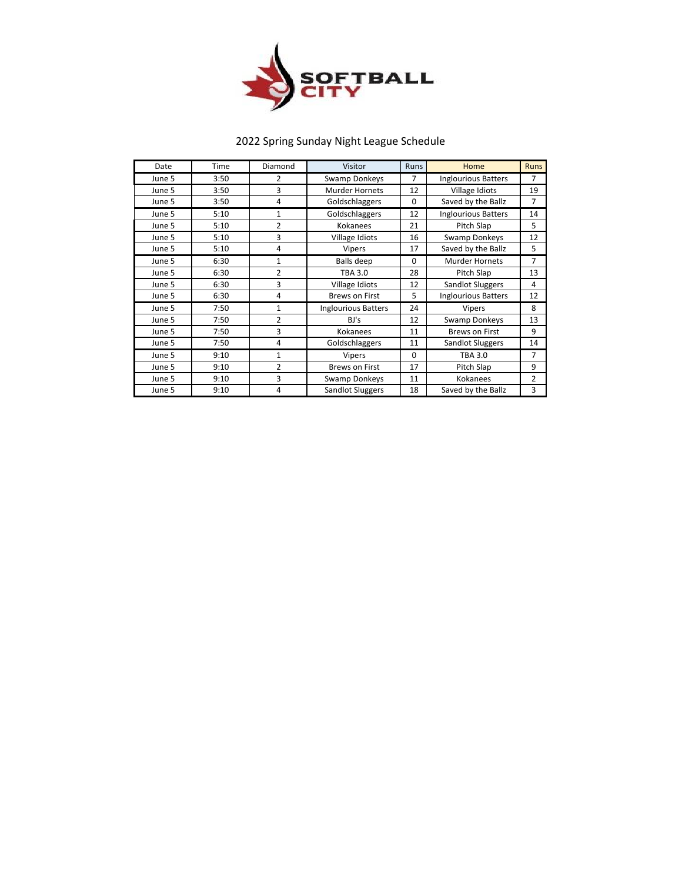SOFTBALL CITY

## 2022 Spring Sunday Night League Schedule

| Date | Time | Diamond | Visitor | Runs | Home | Runs |
|---|---|---|---|---|---|---|
| June 5 | 3:50 | 2 | Swamp Donkeys | 7 | Inglourious Batters | 7 |
| June 5 | 3:50 | 3 | Murder Hornets | 12 | Village Idiots | 19 |
| June 5 | 3:50 | 4 | Goldschlaggers | 0 | Saved by the Ballz | 7 |
| June 5 | 5:10 | 1 | Goldschlaggers | 12 | Inglourious Batters | 14 |
| June 5 | 5:10 | 2 | Kokanees | 21 | Pitch Slap | 5 |
| June 5 | 5:10 | 3 | Village Idiots | 16 | Swamp Donkeys | 12 |
| June 5 | 5:10 | 4 | Vipers | 17 | Saved by the Ballz | 5 |
| June 5 | 6:30 | 1 | Balls deep | 0 | Murder Hornets | 7 |
| June 5 | 6:30 | 2 | TBA 3.0 | 28 | Pitch Slap | 13 |
| June 5 | 6:30 | 3 | Village Idiots | 12 | Sandlot Sluggers | 4 |
| June 5 | 6:30 | 4 | Brews on First | 5 | Inglourious Batters | 12 |
| June 5 | 7:50 | 1 | Inglourious Batters | 24 | Vipers | 8 |
| June 5 | 7:50 | 2 | BJ's | 12 | Swamp Donkeys | 13 |
| June 5 | 7:50 | 3 | Kokanees | 11 | Brews on First | 9 |
| June 5 | 7:50 | 4 | Goldschlaggers | 11 | Sandlot Sluggers | 14 |
| June 5 | 9:10 | 1 | Vipers | 0 | TBA 3.0 | 7 |
| June 5 | 9:10 | 2 | Brews on First | 17 | Pitch Slap | 9 |
| June 5 | 9:10 | 3 | Swamp Donkeys | 11 | Kokanees | 2 |
| June 5 | 9:10 | 4 | Sandlot Sluggers | 18 | Saved by the Ballz | 3 |